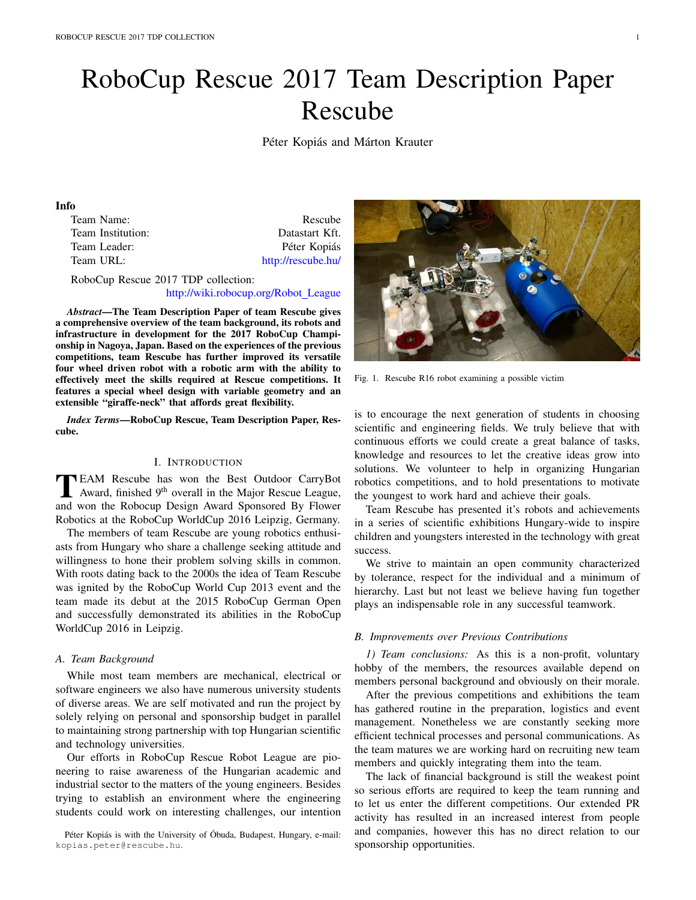# RoboCup Rescue 2017 Team Description Paper Rescube

Péter Kopiás and Márton Krauter

**Info**

| | |
|---|---|
| Team Name: | Rescube |
| Team Institution: | Datastart Kft. |
| Team Leader: | Péter Kopiás |
| Team URL: | http://rescube.hu/ |

RoboCup Rescue 2017 TDP collection: http://wiki.robocup.org/Robot_League

***Abstract*—The Team Description Paper of team Rescube gives a comprehensive overview of the team background, its robots and infrastructure in development for the 2017 RoboCup Championship in Nagoya, Japan. Based on the experiences of the previous competitions, team Rescube has further improved its versatile four wheel driven robot with a robotic arm with the ability to effectively meet the skills required at Rescue competitions. It features a special wheel design with variable geometry and an extensible "giraffe-neck" that affords great flexibility.**

***Index Terms*—RoboCup Rescue, Team Description Paper, Rescube.**

## I. Introduction

Team Rescube has won the Best Outdoor CarryBot Award, finished 9th overall in the Major Rescue League, and won the Robocup Design Award Sponsored By Flower Robotics at the RoboCup WorldCup 2016 Leipzig, Germany.

The members of team Rescube are young robotics enthusiasts from Hungary who share a challenge seeking attitude and willingness to hone their problem solving skills in common. With roots dating back to the 2000s the idea of Team Rescube was ignited by the RoboCup World Cup 2013 event and the team made its debut at the 2015 RoboCup German Open and successfully demonstrated its abilities in the RoboCup WorldCup 2016 in Leipzig.

### A. Team Background

While most team members are mechanical, electrical or software engineers we also have numerous university students of diverse areas. We are self motivated and run the project by solely relying on personal and sponsorship budget in parallel to maintaining strong partnership with top Hungarian scientific and technology universities.

Our efforts in RoboCup Rescue Robot League are pioneering to raise awareness of the Hungarian academic and industrial sector to the matters of the young engineers. Besides trying to establish an environment where the engineering students could work on interesting challenges, our intention is to encourage the next generation of students in choosing scientific and engineering fields. We truly believe that with continuous efforts we could create a great balance of tasks, knowledge and resources to let the creative ideas grow into solutions. We volunteer to help in organizing Hungarian robotics competitions, and to hold presentations to motivate the youngest to work hard and achieve their goals.

Team Rescube has presented it's robots and achievements in a series of scientific exhibitions Hungary-wide to inspire children and youngsters interested in the technology with great success.

We strive to maintain an open community characterized by tolerance, respect for the individual and a minimum of hierarchy. Last but not least we believe having fun together plays an indispensable role in any successful teamwork.

Fig. 1. Rescube R16 robot examining a possible victim

### B. Improvements over Previous Contributions

*1) Team conclusions:* As this is a non-profit, voluntary hobby of the members, the resources available depend on members personal background and obviously on their morale.

After the previous competitions and exhibitions the team has gathered routine in the preparation, logistics and event management. Nonetheless we are constantly seeking more efficient technical processes and personal communications. As the team matures we are working hard on recruiting new team members and quickly integrating them into the team.

The lack of financial background is still the weakest point so serious efforts are required to keep the team running and to let us enter the different competitions. Our extended PR activity has resulted in an increased interest from people and companies, however this has no direct relation to our sponsorship opportunities.

Péter Kopiás is with the University of Óbuda, Budapest, Hungary, e-mail: kopias.peter@rescube.hu.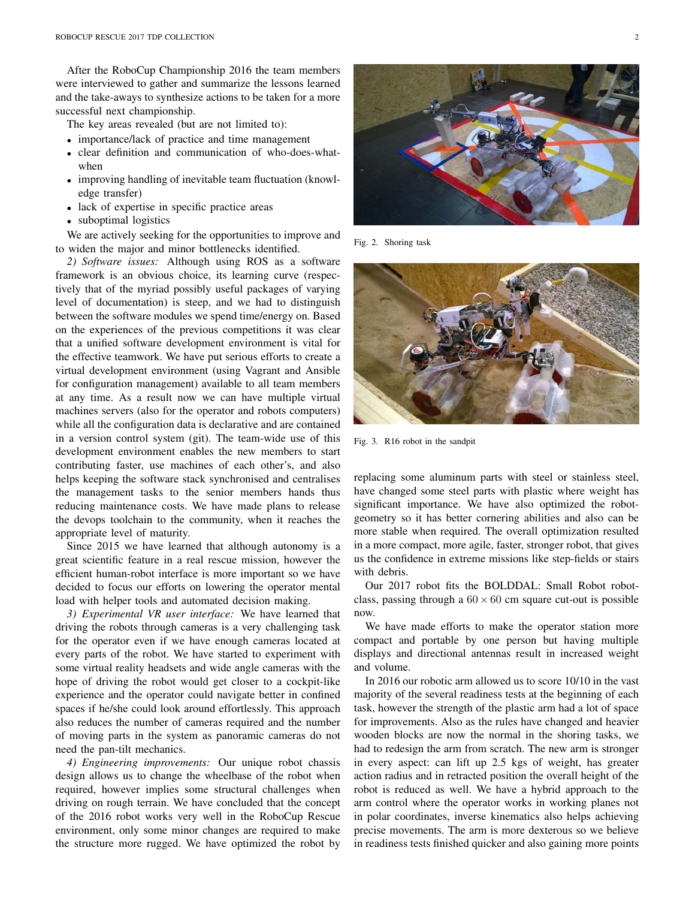After the RoboCup Championship 2016 the team members were interviewed to gather and summarize the lessons learned and the take-aways to synthesize actions to be taken for a more successful next championship.

The key areas revealed (but are not limited to):

- importance/lack of practice and time management
- clear definition and communication of who-does-what-when
- improving handling of inevitable team fluctuation (knowledge transfer)
- lack of expertise in specific practice areas
- suboptimal logistics

We are actively seeking for the opportunities to improve and to widen the major and minor bottlenecks identified.

*2) Software issues:* Although using ROS as a software framework is an obvious choice, its learning curve (respectively that of the myriad possibly useful packages of varying level of documentation) is steep, and we had to distinguish between the software modules we spend time/energy on. Based on the experiences of the previous competitions it was clear that a unified software development environment is vital for the effective teamwork. We have put serious efforts to create a virtual development environment (using Vagrant and Ansible for configuration management) available to all team members at any time. As a result now we can have multiple virtual machines servers (also for the operator and robots computers) while all the configuration data is declarative and are contained in a version control system (git). The team-wide use of this development environment enables the new members to start contributing faster, use machines of each other's, and also helps keeping the software stack synchronised and centralises the management tasks to the senior members hands thus reducing maintenance costs. We have made plans to release the devops toolchain to the community, when it reaches the appropriate level of maturity.

Since 2015 we have learned that although autonomy is a great scientific feature in a real rescue mission, however the efficient human-robot interface is more important so we have decided to focus our efforts on lowering the operator mental load with helper tools and automated decision making.

*3) Experimental VR user interface:* We have learned that driving the robots through cameras is a very challenging task for the operator even if we have enough cameras located at every parts of the robot. We have started to experiment with some virtual reality headsets and wide angle cameras with the hope of driving the robot would get closer to a cockpit-like experience and the operator could navigate better in confined spaces if he/she could look around effortlessly. This approach also reduces the number of cameras required and the number of moving parts in the system as panoramic cameras do not need the pan-tilt mechanics.

*4) Engineering improvements:* Our unique robot chassis design allows us to change the wheelbase of the robot when required, however implies some structural challenges when driving on rough terrain. We have concluded that the concept of the 2016 robot works very well in the RoboCup Rescue environment, only some minor changes are required to make the structure more rugged. We have optimized the robot by replacing some aluminum parts with steel or stainless steel, have changed some steel parts with plastic where weight has significant importance. We have also optimized the robot-geometry so it has better cornering abilities and also can be more stable when required. The overall optimization resulted in a more compact, more agile, faster, stronger robot, that gives us the confidence in extreme missions like step-fields or stairs with debris.

Fig. 2. Shoring task

Fig. 3. R16 robot in the sandpit

Our 2017 robot fits the BOLDDAL: Small Robot robot-class, passing through a $60 \times 60$ cm square cut-out is possible now.

We have made efforts to make the operator station more compact and portable by one person but having multiple displays and directional antennas result in increased weight and volume.

In 2016 our robotic arm allowed us to score 10/10 in the vast majority of the several readiness tests at the beginning of each task, however the strength of the plastic arm had a lot of space for improvements. Also as the rules have changed and heavier wooden blocks are now the normal in the shoring tasks, we had to redesign the arm from scratch. The new arm is stronger in every aspect: can lift up 2.5 kgs of weight, has greater action radius and in retracted position the overall height of the robot is reduced as well. We have a hybrid approach to the arm control where the operator works in working planes not in polar coordinates, inverse kinematics also helps achieving precise movements. The arm is more dexterous so we believe in readiness tests finished quicker and also gaining more points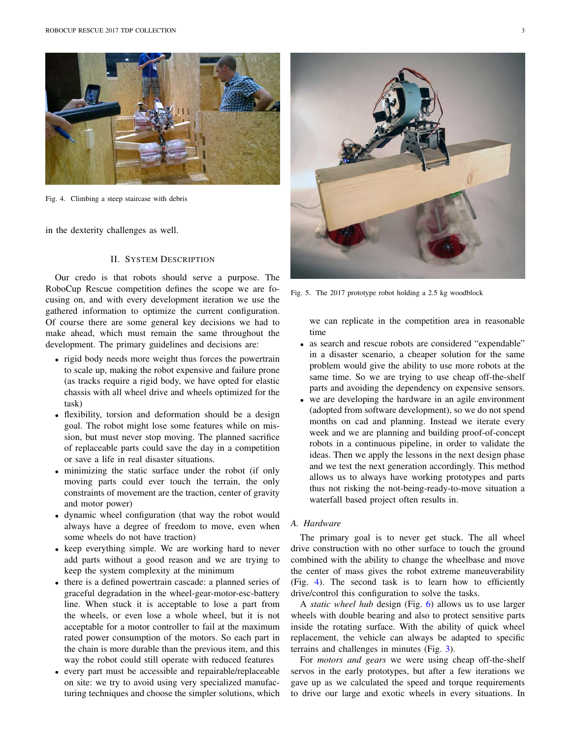Fig. 4. Climbing a steep staircase with debris

in the dexterity challenges as well.

## II. System Description

Our credo is that robots should serve a purpose. The RoboCup Rescue competition defines the scope we are focusing on, and with every development iteration we use the gathered information to optimize the current configuration. Of course there are some general key decisions we had to make ahead, which must remain the same throughout the development. The primary guidelines and decisions are:

- rigid body needs more weight thus forces the powertrain to scale up, making the robot expensive and failure prone (as tracks require a rigid body, we have opted for elastic chassis with all wheel drive and wheels optimized for the task)
- flexibility, torsion and deformation should be a design goal. The robot might lose some features while on mission, but must never stop moving. The planned sacrifice of replaceable parts could save the day in a competition or save a life in real disaster situations.
- minimizing the static surface under the robot (if only moving parts could ever touch the terrain, the only constraints of movement are the traction, center of gravity and motor power)
- dynamic wheel configuration (that way the robot would always have a degree of freedom to move, even when some wheels do not have traction)
- keep everything simple. We are working hard to never add parts without a good reason and we are trying to keep the system complexity at the minimum
- there is a defined powertrain cascade: a planned series of graceful degradation in the wheel-gear-motor-esc-battery line. When stuck it is acceptable to lose a part from the wheels, or even lose a whole wheel, but it is not acceptable for a motor controller to fail at the maximum rated power consumption of the motors. So each part in the chain is more durable than the previous item, and this way the robot could still operate with reduced features
- every part must be accessible and repairable/replaceable on site: we try to avoid using very specialized manufacturing techniques and choose the simpler solutions, which we can replicate in the competition area in reasonable time
- as search and rescue robots are considered "expendable" in a disaster scenario, a cheaper solution for the same problem would give the ability to use more robots at the same time. So we are trying to use cheap off-the-shelf parts and avoiding the dependency on expensive sensors.
- we are developing the hardware in an agile environment (adopted from software development), so we do not spend months on cad and planning. Instead we iterate every week and we are planning and building proof-of-concept robots in a continuous pipeline, in order to validate the ideas. Then we apply the lessons in the next design phase and we test the next generation accordingly. This method allows us to always have working prototypes and parts thus not risking the not-being-ready-to-move situation a waterfall based project often results in.

Fig. 5. The 2017 prototype robot holding a 2.5 kg woodblock

### A. Hardware

The primary goal is to never get stuck. The all wheel drive construction with no other surface to touch the ground combined with the ability to change the wheelbase and move the center of mass gives the robot extreme maneuverability (Fig. 4). The second task is to learn how to efficiently drive/control this configuration to solve the tasks.

A *static wheel hub* design (Fig. 6) allows us to use larger wheels with double bearing and also to protect sensitive parts inside the rotating surface. With the ability of quick wheel replacement, the vehicle can always be adapted to specific terrains and challenges in minutes (Fig. 3).

For *motors and gears* we were using cheap off-the-shelf servos in the early prototypes, but after a few iterations we gave up as we calculated the speed and torque requirements to drive our large and exotic wheels in every situations. In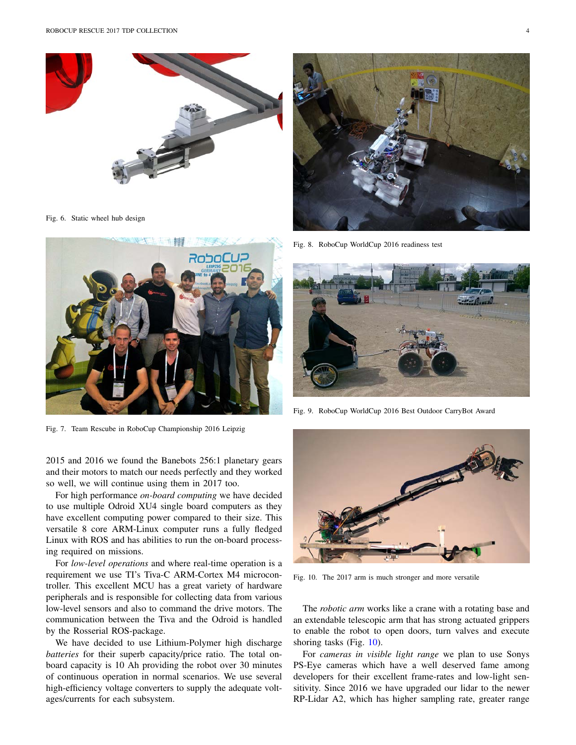Fig. 6. Static wheel hub design

Fig. 7. Team Rescube in RoboCup Championship 2016 Leipzig

2015 and 2016 we found the Banebots 256:1 planetary gears and their motors to match our needs perfectly and they worked so well, we will continue using them in 2017 too.

For high performance *on-board computing* we have decided to use multiple Odroid XU4 single board computers as they have excellent computing power compared to their size. This versatile 8 core ARM-Linux computer runs a fully fledged Linux with ROS and has abilities to run the on-board processing required on missions.

For *low-level operations* and where real-time operation is a requirement we use TI's Tiva-C ARM-Cortex M4 microcontroller. This excellent MCU has a great variety of hardware peripherals and is responsible for collecting data from various low-level sensors and also to command the drive motors. The communication between the Tiva and the Odroid is handled by the Rosserial ROS-package.

We have decided to use Lithium-Polymer high discharge *batteries* for their superb capacity/price ratio. The total on-board capacity is 10 Ah providing the robot over 30 minutes of continuous operation in normal scenarios. We use several high-efficiency voltage converters to supply the adequate voltages/currents for each subsystem.

Fig. 8. RoboCup WorldCup 2016 readiness test

Fig. 9. RoboCup WorldCup 2016 Best Outdoor CarryBot Award

Fig. 10. The 2017 arm is much stronger and more versatile

The *robotic arm* works like a crane with a rotating base and an extendable telescopic arm that has strong actuated grippers to enable the robot to open doors, turn valves and execute shoring tasks (Fig. 10).

For *cameras in visible light range* we plan to use Sonys PS-Eye cameras which have a well deserved fame among developers for their excellent frame-rates and low-light sensitivity. Since 2016 we have upgraded our lidar to the newer RP-Lidar A2, which has higher sampling rate, greater range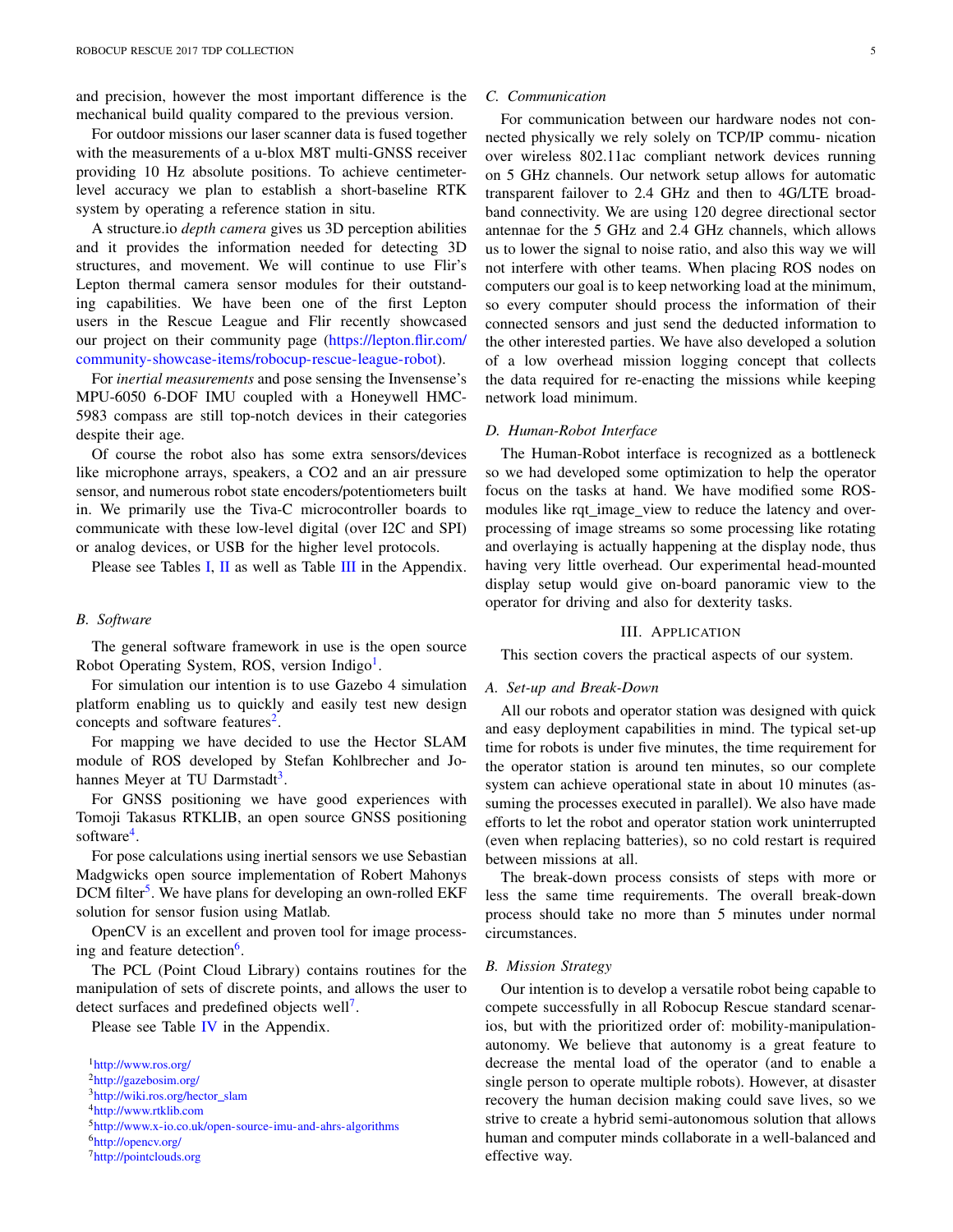and precision, however the most important difference is the mechanical build quality compared to the previous version.

For outdoor missions our laser scanner data is fused together with the measurements of a u-blox M8T multi-GNSS receiver providing 10 Hz absolute positions. To achieve centimeter-level accuracy we plan to establish a short-baseline RTK system by operating a reference station in situ.

A structure.io *depth camera* gives us 3D perception abilities and it provides the information needed for detecting 3D structures, and movement. We will continue to use Flir's Lepton thermal camera sensor modules for their outstanding capabilities. We have been one of the first Lepton users in the Rescue League and Flir recently showcased our project on their community page (https://lepton.flir.com/community-showcase-items/robocup-rescue-league-robot).

For *inertial measurements* and pose sensing the Invensense's MPU-6050 6-DOF IMU coupled with a Honeywell HMC-5983 compass are still top-notch devices in their categories despite their age.

Of course the robot also has some extra sensors/devices like microphone arrays, speakers, a CO2 and an air pressure sensor, and numerous robot state encoders/potentiometers built in. We primarily use the Tiva-C microcontroller boards to communicate with these low-level digital (over I2C and SPI) or analog devices, or USB for the higher level protocols.

Please see Tables I, II as well as Table III in the Appendix.

### B. Software

The general software framework in use is the open source Robot Operating System, ROS, version Indigo[1].

For simulation our intention is to use Gazebo 4 simulation platform enabling us to quickly and easily test new design concepts and software features[2].

For mapping we have decided to use the Hector SLAM module of ROS developed by Stefan Kohlbrecher and Johannes Meyer at TU Darmstadt[3].

For GNSS positioning we have good experiences with Tomoji Takasus RTKLIB, an open source GNSS positioning software[4].

For pose calculations using inertial sensors we use Sebastian Madgwicks open source implementation of Robert Mahonys DCM filter[5]. We have plans for developing an own-rolled EKF solution for sensor fusion using Matlab.

OpenCV is an excellent and proven tool for image processing and feature detection[6].

The PCL (Point Cloud Library) contains routines for the manipulation of sets of discrete points, and allows the user to detect surfaces and predefined objects well[7].

Please see Table IV in the Appendix.

[1] http://www.ros.org/
[2] http://gazebosim.org/
[3] http://wiki.ros.org/hector_slam
[4] http://www.rtklib.com
[5] http://www.x-io.co.uk/open-source-imu-and-ahrs-algorithms
[6] http://opencv.org/
[7] http://pointclouds.org

### C. Communication

For communication between our hardware nodes not connected physically we rely solely on TCP/IP commu- nication over wireless 802.11ac compliant network devices running on 5 GHz channels. Our network setup allows for automatic transparent failover to 2.4 GHz and then to 4G/LTE broadband connectivity. We are using 120 degree directional sector antennae for the 5 GHz and 2.4 GHz channels, which allows us to lower the signal to noise ratio, and also this way we will not interfere with other teams. When placing ROS nodes on computers our goal is to keep networking load at the minimum, so every computer should process the information of their connected sensors and just send the deducted information to the other interested parties. We have also developed a solution of a low overhead mission logging concept that collects the data required for re-enacting the missions while keeping network load minimum.

### D. Human-Robot Interface

The Human-Robot interface is recognized as a bottleneck so we had developed some optimization to help the operator focus on the tasks at hand. We have modified some ROS-modules like rqt_image_view to reduce the latency and over-processing of image streams so some processing like rotating and overlaying is actually happening at the display node, thus having very little overhead. Our experimental head-mounted display setup would give on-board panoramic view to the operator for driving and also for dexterity tasks.

## III. Application

This section covers the practical aspects of our system.

### A. Set-up and Break-Down

All our robots and operator station was designed with quick and easy deployment capabilities in mind. The typical set-up time for robots is under five minutes, the time requirement for the operator station is around ten minutes, so our complete system can achieve operational state in about 10 minutes (assuming the processes executed in parallel). We also have made efforts to let the robot and operator station work uninterrupted (even when replacing batteries), so no cold restart is required between missions at all.

The break-down process consists of steps with more or less the same time requirements. The overall break-down process should take no more than 5 minutes under normal circumstances.

### B. Mission Strategy

Our intention is to develop a versatile robot being capable to compete successfully in all Robocup Rescue standard scenarios, but with the prioritized order of: mobility-manipulation-autonomy. We believe that autonomy is a great feature to decrease the mental load of the operator (and to enable a single person to operate multiple robots). However, at disaster recovery the human decision making could save lives, so we strive to create a hybrid semi-autonomous solution that allows human and computer minds collaborate in a well-balanced and effective way.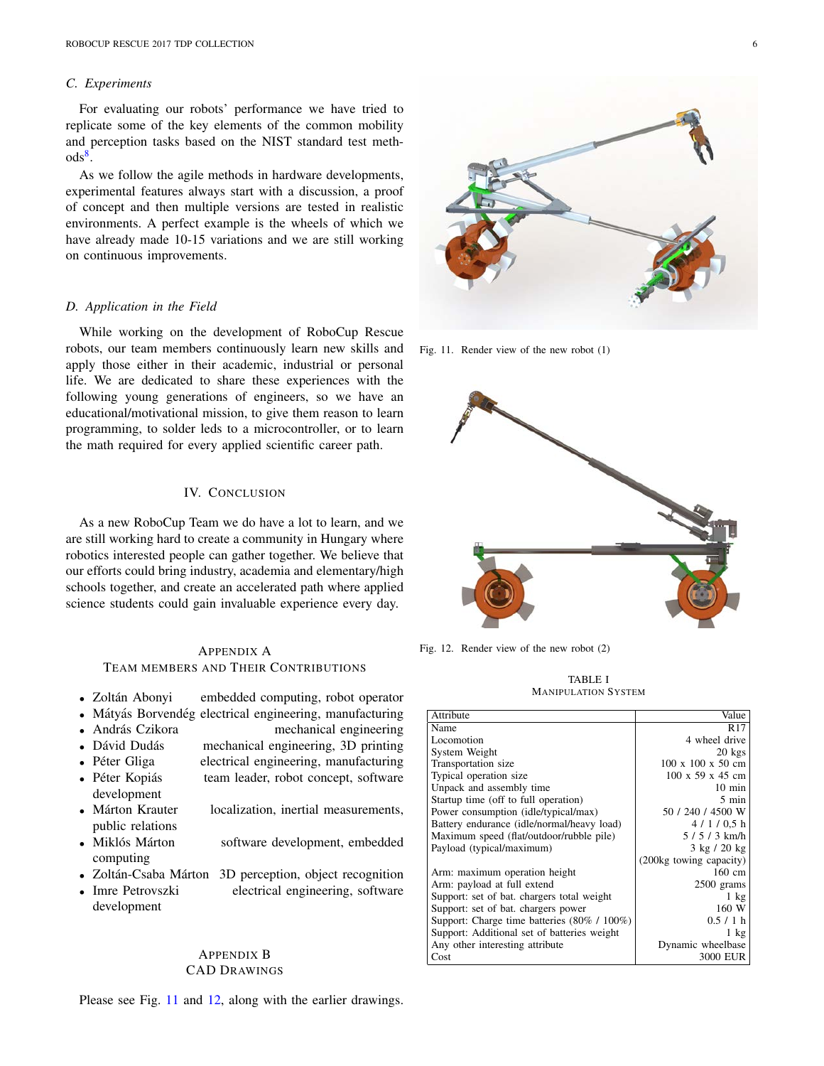### C. Experiments

For evaluating our robots' performance we have tried to replicate some of the key elements of the common mobility and perception tasks based on the NIST standard test methods[8].

As we follow the agile methods in hardware developments, experimental features always start with a discussion, a proof of concept and then multiple versions are tested in realistic environments. A perfect example is the wheels of which we have already made 10-15 variations and we are still working on continuous improvements.

### D. Application in the Field

While working on the development of RoboCup Rescue robots, our team members continuously learn new skills and apply those either in their academic, industrial or personal life. We are dedicated to share these experiences with the following young generations of engineers, so we have an educational/motivational mission, to give them reason to learn programming, to solder leds to a microcontroller, or to learn the math required for every applied scientific career path.

## IV. Conclusion

As a new RoboCup Team we do have a lot to learn, and we are still working hard to create a community in Hungary where robotics interested people can gather together. We believe that our efforts could bring industry, academia and elementary/high schools together, and create an accelerated path where applied science students could gain invaluable experience every day.

## Appendix A
## Team Members and Their Contributions

- Zoltán Abonyi embedded computing, robot operator
- Mátyás Borvendég electrical engineering, manufacturing
- András Czikora mechanical engineering
- Dávid Dudás mechanical engineering, 3D printing
- Péter Gliga electrical engineering, manufacturing
- Péter Kopiás team leader, robot concept, software development
- Márton Krauter localization, inertial measurements, public relations
- Miklós Márton software development, embedded computing
- Zoltán-Csaba Márton 3D perception, object recognition
- Imre Petrovszki electrical engineering, software development

## Appendix B
## CAD Drawings

Please see Fig. 11 and 12, along with the earlier drawings.

Fig. 11. Render view of the new robot (1)

Fig. 12. Render view of the new robot (2)

TABLE I
MANIPULATION SYSTEM

| Attribute | Value |
|---|---|
| Name | R17 |
| Locomotion | 4 wheel drive |
| System Weight | 20 kgs |
| Transportation size | 100 x 100 x 50 cm |
| Typical operation size | 100 x 59 x 45 cm |
| Unpack and assembly time | 10 min |
| Startup time (off to full operation) | 5 min |
| Power consumption (idle/typical/max) | 50 / 240 / 4500 W |
| Battery endurance (idle/normal/heavy load) | 4 / 1 / 0,5 h |
| Maximum speed (flat/outdoor/rubble pile) | 5 / 5 / 3 km/h |
| Payload (typical/maximum) | 3 kg / 20 kg (200kg towing capacity) |
| Arm: maximum operation height | 160 cm |
| Arm: payload at full extend | 2500 grams |
| Support: set of bat. chargers total weight | 1 kg |
| Support: set of bat. chargers power | 160 W |
| Support: Charge time batteries (80% / 100%) | 0.5 / 1 h |
| Support: Additional set of batteries weight | 1 kg |
| Any other interesting attribute | Dynamic wheelbase |
| Cost | 3000 EUR |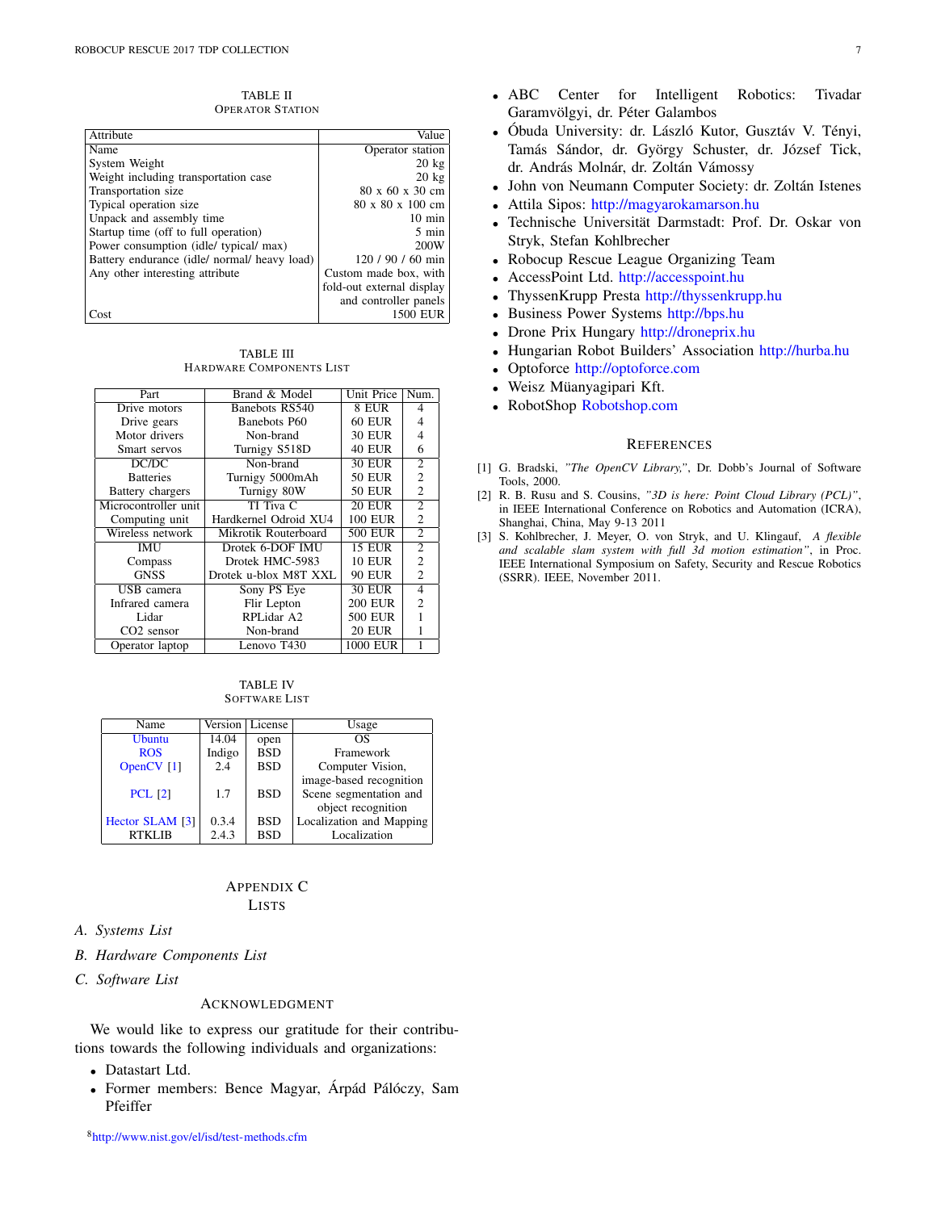TABLE II
OPERATOR STATION

| Attribute | Value |
|---|---|
| Name | Operator station |
| System Weight | 20 kg |
| Weight including transportation case | 20 kg |
| Transportation size | 80 x 60 x 30 cm |
| Typical operation size | 80 x 80 x 100 cm |
| Unpack and assembly time | 10 min |
| Startup time (off to full operation) | 5 min |
| Power consumption (idle/ typical/ max) | 200W |
| Battery endurance (idle/ normal/ heavy load) | 120 / 90 / 60 min |
| Any other interesting attribute | Custom made box, with fold-out external display and controller panels |
| Cost | 1500 EUR |

TABLE III
HARDWARE COMPONENTS LIST

| Part | Brand & Model | Unit Price | Num. |
|---|---|---|---|
| Drive motors | Banebots RS540 | 8 EUR | 4 |
| Drive gears | Banebots P60 | 60 EUR | 4 |
| Motor drivers | Non-brand | 30 EUR | 4 |
| Smart servos | Turnigy S518D | 40 EUR | 6 |
| DC/DC | Non-brand | 30 EUR | 2 |
| Batteries | Turnigy 5000mAh | 50 EUR | 2 |
| Battery chargers | Turnigy 80W | 50 EUR | 2 |
| Microcontroller unit | TI Tiva C | 20 EUR | 2 |
| Computing unit | Hardkernel Odroid XU4 | 100 EUR | 2 |
| Wireless network | Mikrotik Routerboard | 500 EUR | 2 |
| IMU | Drotek 6-DOF IMU | 15 EUR | 2 |
| Compass | Drotek HMC-5983 | 10 EUR | 2 |
| GNSS | Drotek u-blox M8T XXL | 90 EUR | 2 |
| USB camera | Sony PS Eye | 30 EUR | 4 |
| Infrared camera | Flir Lepton | 200 EUR | 2 |
| Lidar | RPLidar A2 | 500 EUR | 1 |
| CO2 sensor | Non-brand | 20 EUR | 1 |
| Operator laptop | Lenovo T430 | 1000 EUR | 1 |

TABLE IV
SOFTWARE LIST

| Name | Version | License | Usage |
|---|---|---|---|
| Ubuntu | 14.04 | open | OS |
| ROS | Indigo | BSD | Framework |
| OpenCV [1] | 2.4 | BSD | Computer Vision, image-based recognition |
| PCL [2] | 1.7 | BSD | Scene segmentation and object recognition |
| Hector SLAM [3] | 0.3.4 | BSD | Localization and Mapping |
| RTKLIB | 2.4.3 | BSD | Localization |

# APPENDIX C
# LISTS

## A. Systems List

## B. Hardware Components List

## C. Software List

# ACKNOWLEDGMENT

We would like to express our gratitude for their contributions towards the following individuals and organizations:

- Datastart Ltd.
- Former members: Bence Magyar, Árpád Pálóczy, Sam Pfeiffer
- ABC Center for Intelligent Robotics: Tivadar Garamvölgyi, dr. Péter Galambos
- Óbuda University: dr. László Kutor, Gusztáv V. Tényi, Tamás Sándor, dr. György Schuster, dr. József Tick, dr. András Molnár, dr. Zoltán Vámossy
- John von Neumann Computer Society: dr. Zoltán Istenes
- Attila Sipos: http://magyarokamarson.hu
- Technische Universität Darmstadt: Prof. Dr. Oskar von Stryk, Stefan Kohlbrecher
- Robocup Rescue League Organizing Team
- AccessPoint Ltd. http://accesspoint.hu
- ThyssenKrupp Presta http://thyssenkrupp.hu
- Business Power Systems http://bps.hu
- Drone Prix Hungary http://droneprix.hu
- Hungarian Robot Builders' Association http://hurba.hu
- Optoforce http://optoforce.com
- Weisz Müanyagipari Kft.
- RobotShop Robotshop.com

[8] http://www.nist.gov/el/isd/test-methods.cfm

# REFERENCES

[1] G. Bradski, *"The OpenCV Library,"*, Dr. Dobb's Journal of Software Tools, 2000.

[2] R. B. Rusu and S. Cousins, *"3D is here: Point Cloud Library (PCL)"*, in IEEE International Conference on Robotics and Automation (ICRA), Shanghai, China, May 9-13 2011

[3] S. Kohlbrecher, J. Meyer, O. von Stryk, and U. Klingauf, *A flexible and scalable slam system with full 3d motion estimation"*, in Proc. IEEE International Symposium on Safety, Security and Rescue Robotics (SSRR). IEEE, November 2011.